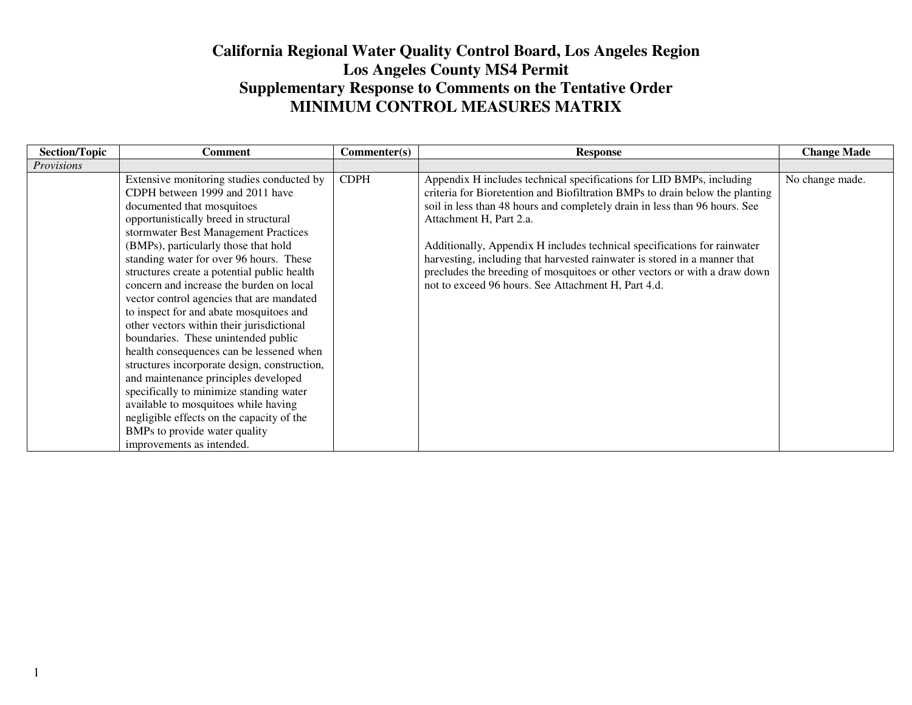# California Regional Water Quality Control Board, Los Angeles Region
# Los Angeles County MS4 Permit
# Supplementary Response to Comments on the Tentative Order
# MINIMUM CONTROL MEASURES MATRIX

| Section/Topic | Comment | Commenter(s) | Response | Change Made |
|---|---|---|---|---|
| *Provisions* | | | | |
| | Extensive monitoring studies conducted by CDPH between 1999 and 2011 have documented that mosquitoes opportunistically breed in structural stormwater Best Management Practices (BMPs), particularly those that hold standing water for over 96 hours. These structures create a potential public health concern and increase the burden on local vector control agencies that are mandated to inspect for and abate mosquitoes and other vectors within their jurisdictional boundaries. These unintended public health consequences can be lessened when structures incorporate design, construction, and maintenance principles developed specifically to minimize standing water available to mosquitoes while having negligible effects on the capacity of the BMPs to provide water quality improvements as intended. | CDPH | Appendix H includes technical specifications for LID BMPs, including criteria for Bioretention and Biofiltration BMPs to drain below the planting soil in less than 48 hours and completely drain in less than 96 hours. See Attachment H, Part 2.a.<br><br>Additionally, Appendix H includes technical specifications for rainwater harvesting, including that harvested rainwater is stored in a manner that precludes the breeding of mosquitoes or other vectors or with a draw down not to exceed 96 hours. See Attachment H, Part 4.d. | No change made. |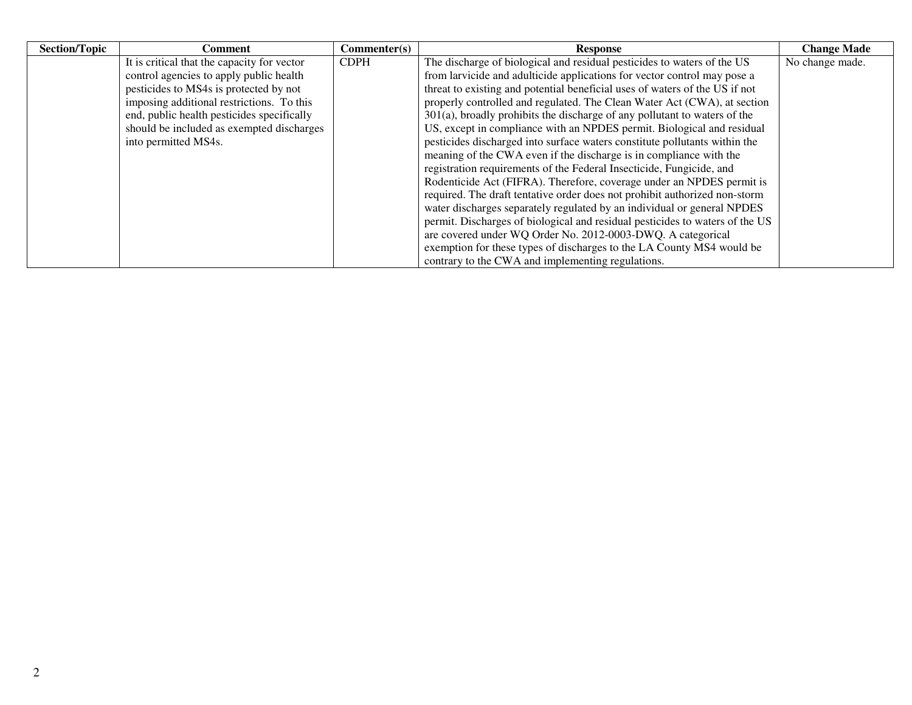| Section/Topic | Comment | Commenter(s) | Response | Change Made |
|---|---|---|---|---|
| | It is critical that the capacity for vector control agencies to apply public health pesticides to MS4s is protected by not imposing additional restrictions. To this end, public health pesticides specifically should be included as exempted discharges into permitted MS4s. | CDPH | The discharge of biological and residual pesticides to waters of the US from larvicide and adulticide applications for vector control may pose a threat to existing and potential beneficial uses of waters of the US if not properly controlled and regulated. The Clean Water Act (CWA), at section 301(a), broadly prohibits the discharge of any pollutant to waters of the US, except in compliance with an NPDES permit. Biological and residual pesticides discharged into surface waters constitute pollutants within the meaning of the CWA even if the discharge is in compliance with the registration requirements of the Federal Insecticide, Fungicide, and Rodenticide Act (FIFRA). Therefore, coverage under an NPDES permit is required. The draft tentative order does not prohibit authorized non-storm water discharges separately regulated by an individual or general NPDES permit. Discharges of biological and residual pesticides to waters of the US are covered under WQ Order No. 2012-0003-DWQ. A categorical exemption for these types of discharges to the LA County MS4 would be contrary to the CWA and implementing regulations. | No change made. |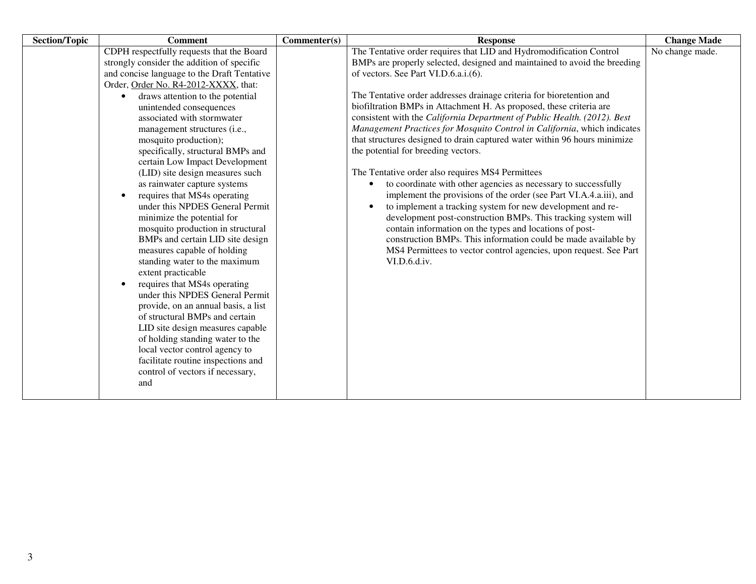| Section/Topic | Comment | Commenter(s) | Response | Change Made |
|---|---|---|---|---|
| | CDPH respectfully requests that the Board strongly consider the addition of specific and concise language to the Draft Tentative Order, Order No. R4-2012-XXXX, that:<br>• draws attention to the potential unintended consequences associated with stormwater management structures (i.e., mosquito production); specifically, structural BMPs and certain Low Impact Development (LID) site design measures such as rainwater capture systems<br>• requires that MS4s operating under this NPDES General Permit minimize the potential for mosquito production in structural BMPs and certain LID site design measures capable of holding standing water to the maximum extent practicable<br>• requires that MS4s operating under this NPDES General Permit provide, on an annual basis, a list of structural BMPs and certain LID site design measures capable of holding standing water to the local vector control agency to facilitate routine inspections and control of vectors if necessary, and | | The Tentative order requires that LID and Hydromodification Control BMPs are properly selected, designed and maintained to avoid the breeding of vectors. See Part VI.D.6.a.i.(6).<br><br>The Tentative order addresses drainage criteria for bioretention and biofiltration BMPs in Attachment H. As proposed, these criteria are consistent with the *California Department of Public Health. (2012). Best Management Practices for Mosquito Control in California*, which indicates that structures designed to drain captured water within 96 hours minimize the potential for breeding vectors.<br><br>The Tentative order also requires MS4 Permittees<br>• to coordinate with other agencies as necessary to successfully implement the provisions of the order (see Part VI.A.4.a.iii), and<br>• to implement a tracking system for new development and re-development post-construction BMPs. This tracking system will contain information on the types and locations of post-construction BMPs. This information could be made available by MS4 Permittees to vector control agencies, upon request. See Part VI.D.6.d.iv. | No change made. |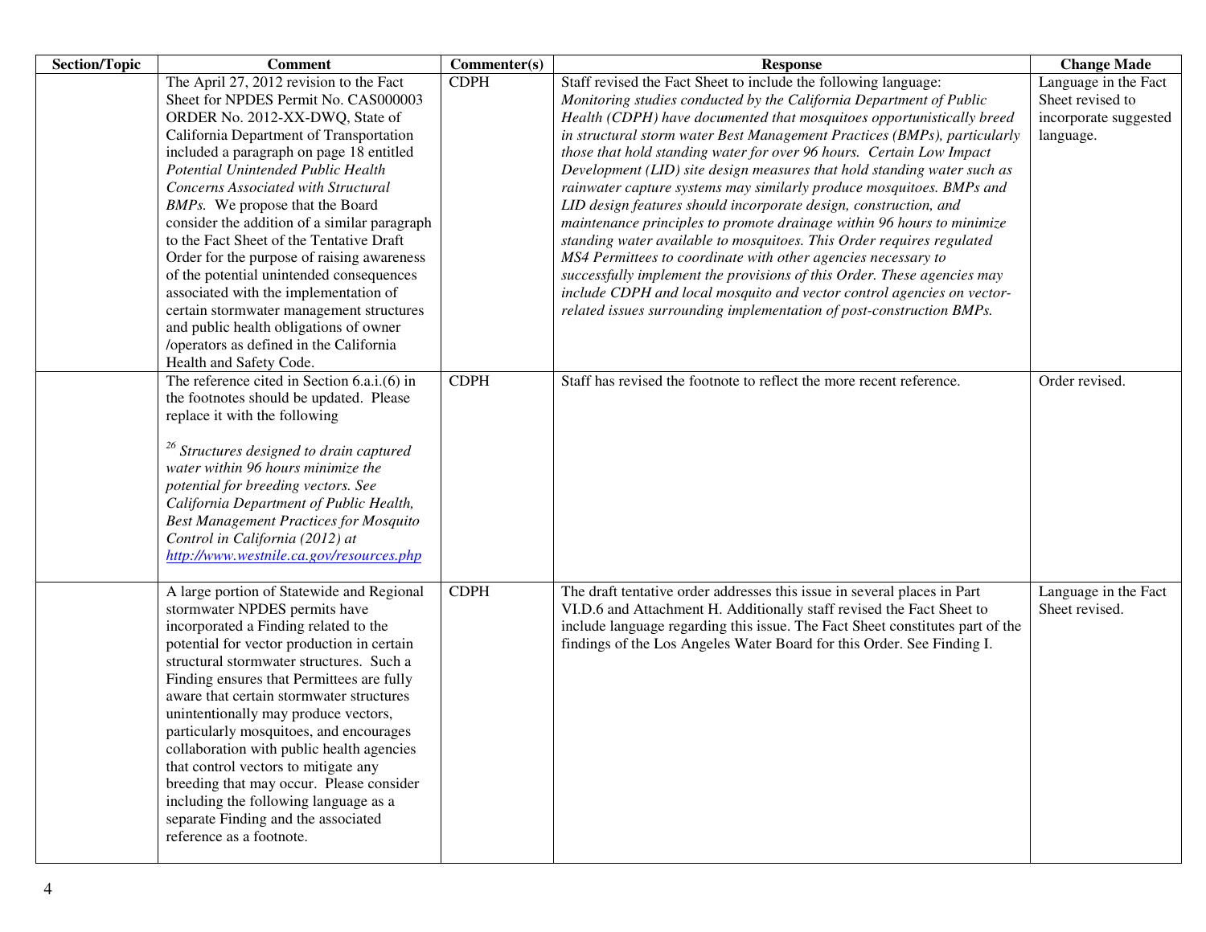| Section/Topic | Comment | Commenter(s) | Response | Change Made |
|---|---|---|---|---|
| | The April 27, 2012 revision to the Fact Sheet for NPDES Permit No. CAS000003 ORDER No. 2012-XX-DWQ, State of California Department of Transportation included a paragraph on page 18 entitled *Potential Unintended Public Health Concerns Associated with Structural BMPs.* We propose that the Board consider the addition of a similar paragraph to the Fact Sheet of the Tentative Draft Order for the purpose of raising awareness of the potential unintended consequences associated with the implementation of certain stormwater management structures and public health obligations of owner /operators as defined in the California Health and Safety Code. | CDPH | Staff revised the Fact Sheet to include the following language: *Monitoring studies conducted by the California Department of Public Health (CDPH) have documented that mosquitoes opportunistically breed in structural storm water Best Management Practices (BMPs), particularly those that hold standing water for over 96 hours. Certain Low Impact Development (LID) site design measures that hold standing water such as rainwater capture systems may similarly produce mosquitoes. BMPs and LID design features should incorporate design, construction, and maintenance principles to promote drainage within 96 hours to minimize standing water available to mosquitoes. This Order requires regulated MS4 Permittees to coordinate with other agencies necessary to successfully implement the provisions of this Order. These agencies may include CDPH and local mosquito and vector control agencies on vector-related issues surrounding implementation of post-construction BMPs.* | Language in the Fact Sheet revised to incorporate suggested language. |
| | The reference cited in Section 6.a.i.(6) in the footnotes should be updated. Please replace it with the following<br><br>[26] *Structures designed to drain captured water within 96 hours minimize the potential for breeding vectors. See California Department of Public Health, Best Management Practices for Mosquito Control in California (2012) at* *http://www.westnile.ca.gov/resources.php* | CDPH | Staff has revised the footnote to reflect the more recent reference. | Order revised. |
| | A large portion of Statewide and Regional stormwater NPDES permits have incorporated a Finding related to the potential for vector production in certain structural stormwater structures. Such a Finding ensures that Permittees are fully aware that certain stormwater structures unintentionally may produce vectors, particularly mosquitoes, and encourages collaboration with public health agencies that control vectors to mitigate any breeding that may occur. Please consider including the following language as a separate Finding and the associated reference as a footnote. | CDPH | The draft tentative order addresses this issue in several places in Part VI.D.6 and Attachment H. Additionally staff revised the Fact Sheet to include language regarding this issue. The Fact Sheet constitutes part of the findings of the Los Angeles Water Board for this Order. See Finding I. | Language in the Fact Sheet revised. |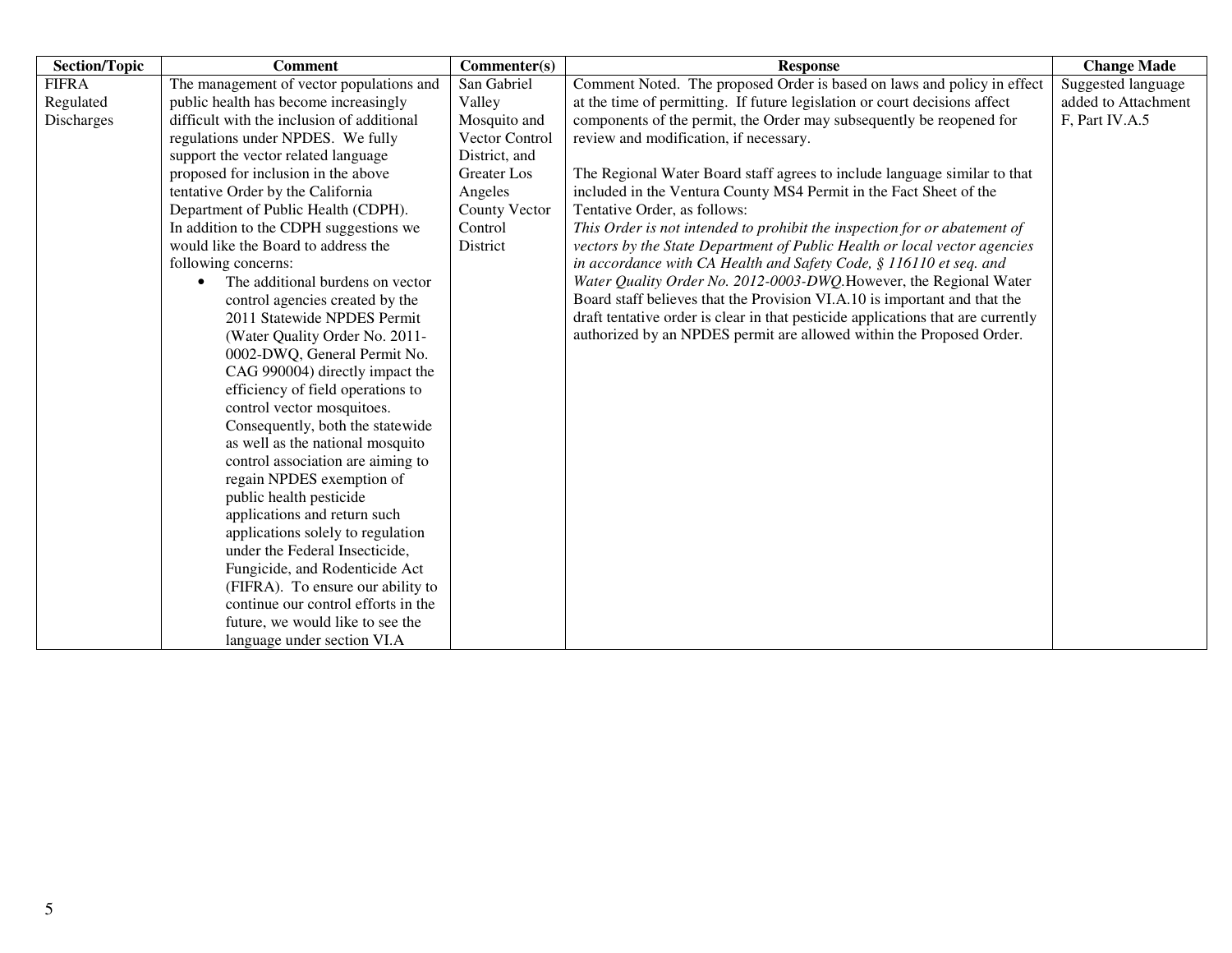| Section/Topic | Comment | Commenter(s) | Response | Change Made |
|---|---|---|---|---|
| FIFRA Regulated Discharges | The management of vector populations and public health has become increasingly difficult with the inclusion of additional regulations under NPDES. We fully support the vector related language proposed for inclusion in the above tentative Order by the California Department of Public Health (CDPH). In addition to the CDPH suggestions we would like the Board to address the following concerns: <br>• The additional burdens on vector control agencies created by the 2011 Statewide NPDES Permit (Water Quality Order No. 2011-0002-DWQ, General Permit No. CAG 990004) directly impact the efficiency of field operations to control vector mosquitoes. Consequently, both the statewide as well as the national mosquito control association are aiming to regain NPDES exemption of public health pesticide applications and return such applications solely to regulation under the Federal Insecticide, Fungicide, and Rodenticide Act (FIFRA). To ensure our ability to continue our control efforts in the future, we would like to see the language under section VI.A | San Gabriel Valley Mosquito and Vector Control District, and Greater Los Angeles County Vector Control District | Comment Noted. The proposed Order is based on laws and policy in effect at the time of permitting. If future legislation or court decisions affect components of the permit, the Order may subsequently be reopened for review and modification, if necessary.<br><br>The Regional Water Board staff agrees to include language similar to that included in the Ventura County MS4 Permit in the Fact Sheet of the Tentative Order, as follows:<br>*This Order is not intended to prohibit the inspection for or abatement of vectors by the State Department of Public Health or local vector agencies in accordance with CA Health and Safety Code, § 116110 et seq. and Water Quality Order No. 2012-0003-DWQ.* However, the Regional Water Board staff believes that the Provision VI.A.10 is important and that the draft tentative order is clear in that pesticide applications that are currently authorized by an NPDES permit are allowed within the Proposed Order. | Suggested language added to Attachment F, Part IV.A.5 |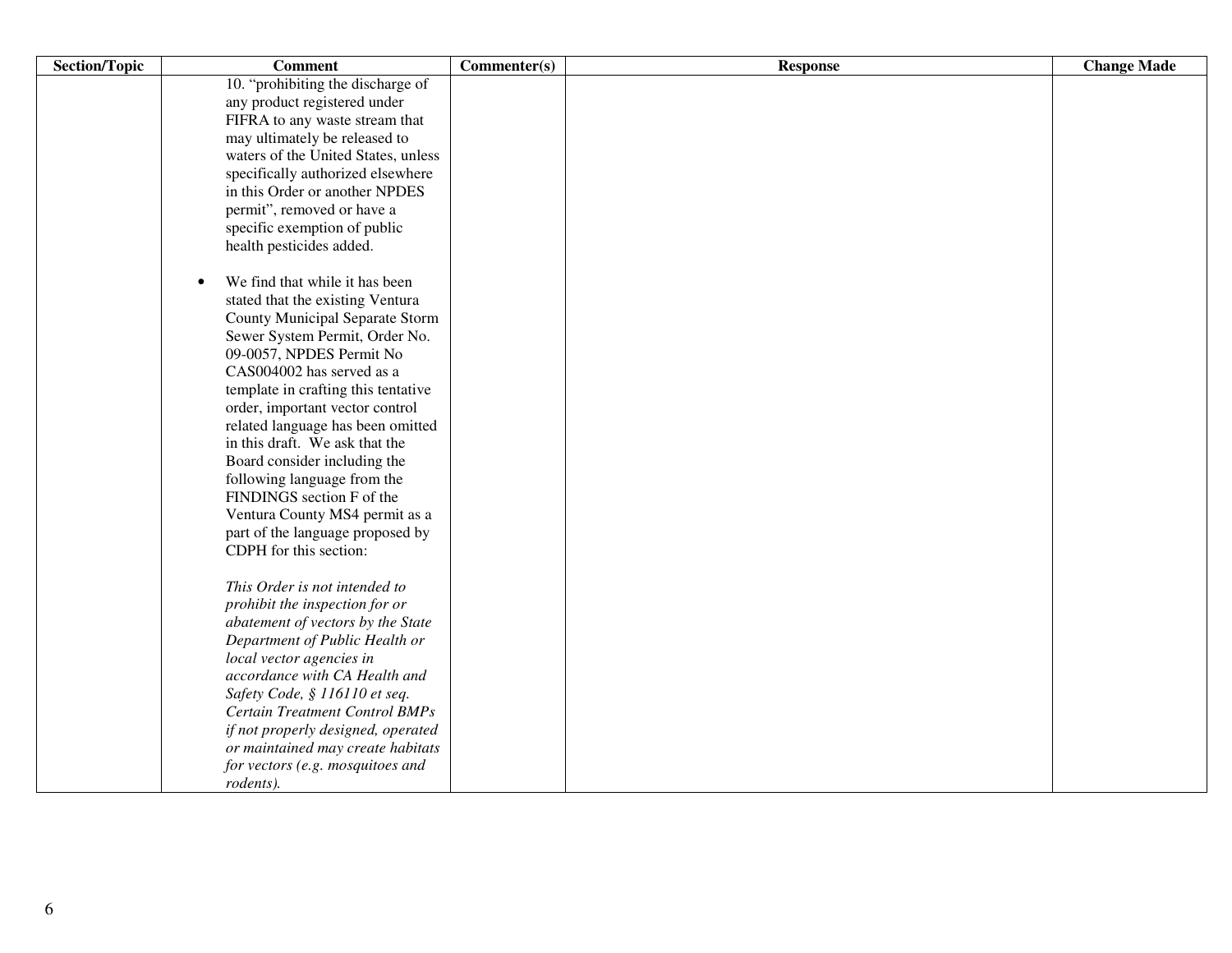| Section/Topic | Comment | Commenter(s) | Response | Change Made |
|---|---|---|---|---|
| | 10. "prohibiting the discharge of any product registered under FIFRA to any waste stream that may ultimately be released to waters of the United States, unless specifically authorized elsewhere in this Order or another NPDES permit", removed or have a specific exemption of public health pesticides added.<br><br>• We find that while it has been stated that the existing Ventura County Municipal Separate Storm Sewer System Permit, Order No. 09-0057, NPDES Permit No CAS004002 has served as a template in crafting this tentative order, important vector control related language has been omitted in this draft. We ask that the Board consider including the following language from the FINDINGS section F of the Ventura County MS4 permit as a part of the language proposed by CDPH for this section:<br><br>*This Order is not intended to prohibit the inspection for or abatement of vectors by the State Department of Public Health or local vector agencies in accordance with CA Health and Safety Code, § 116110 et seq. Certain Treatment Control BMPs if not properly designed, operated or maintained may create habitats for vectors (e.g. mosquitoes and rodents).* | | | |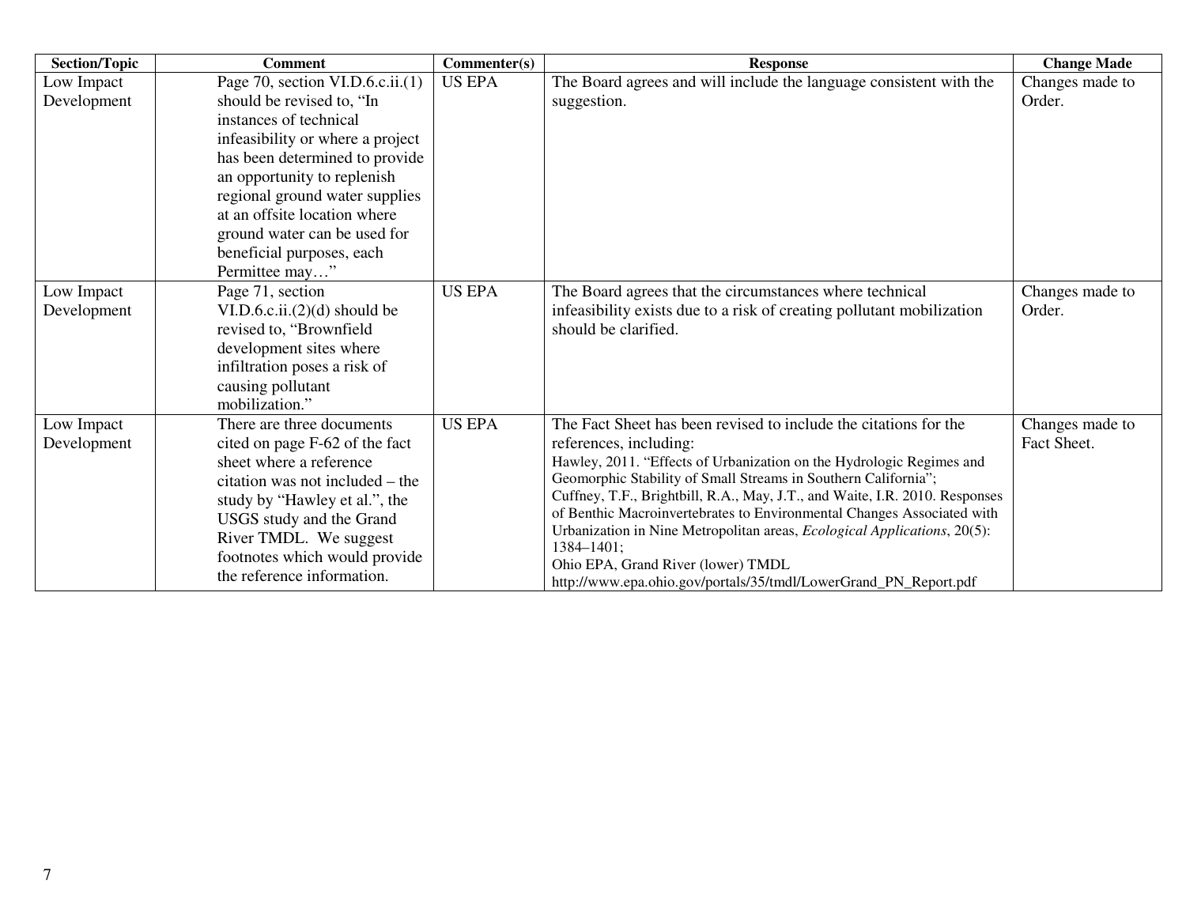| Section/Topic | Comment | Commenter(s) | Response | Change Made |
|---|---|---|---|---|
| Low Impact Development | Page 70, section VI.D.6.c.ii.(1) should be revised to, "In instances of technical infeasibility or where a project has been determined to provide an opportunity to replenish regional ground water supplies at an offsite location where ground water can be used for beneficial purposes, each Permittee may…" | US EPA | The Board agrees and will include the language consistent with the suggestion. | Changes made to Order. |
| Low Impact Development | Page 71, section VI.D.6.c.ii.(2)(d) should be revised to, "Brownfield development sites where infiltration poses a risk of causing pollutant mobilization." | US EPA | The Board agrees that the circumstances where technical infeasibility exists due to a risk of creating pollutant mobilization should be clarified. | Changes made to Order. |
| Low Impact Development | There are three documents cited on page F-62 of the fact sheet where a reference citation was not included – the study by "Hawley et al.", the USGS study and the Grand River TMDL. We suggest footnotes which would provide the reference information. | US EPA | The Fact Sheet has been revised to include the citations for the references, including:<br>Hawley, 2011. "Effects of Urbanization on the Hydrologic Regimes and Geomorphic Stability of Small Streams in Southern California";<br>Cuffney, T.F., Brightbill, R.A., May, J.T., and Waite, I.R. 2010. Responses of Benthic Macroinvertebrates to Environmental Changes Associated with Urbanization in Nine Metropolitan areas, *Ecological Applications*, 20(5): 1384–1401;<br>Ohio EPA, Grand River (lower) TMDL<br>http://www.epa.ohio.gov/portals/35/tmdl/LowerGrand_PN_Report.pdf | Changes made to Fact Sheet. |